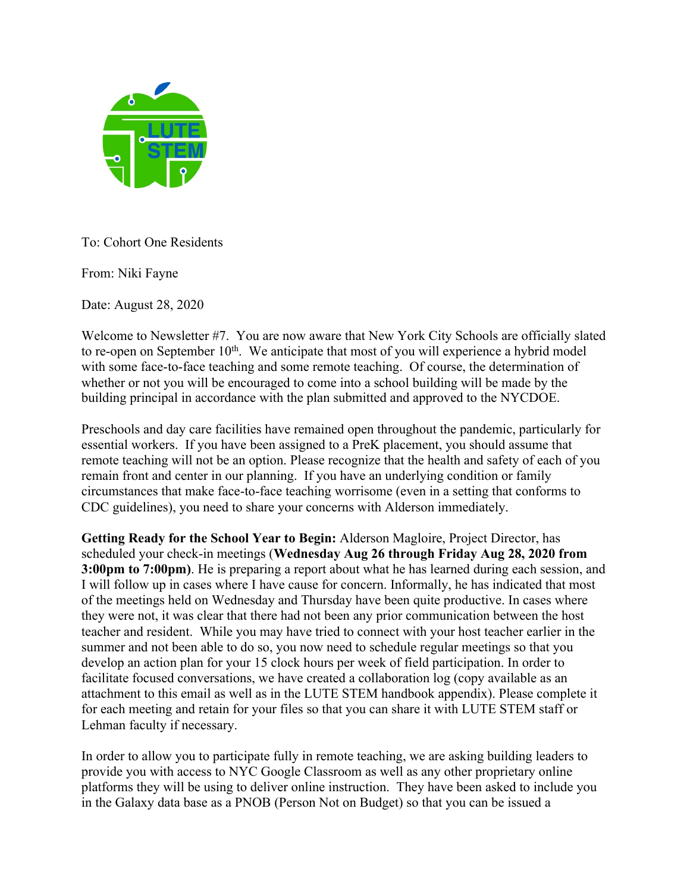To: Cohort One Residents

From: Niki Fayne

Date: August 28, 2020

Welcome to Newsletter #7. You are now aware that New York City Schools are officially slated to re-open on September 10th. We anticipate that most of you will experience a hybrid model with some face-to-face teaching and some remote teaching. Of course, the determination of whether or not you will be encouraged to come into a school building will be made by the building principal in accordance with the plan submitted and approved to the NYCDOE.

Preschools and day care facilities have remained open throughout the pandemic, particularly for essential workers. If you have been assigned to a PreK placement, you should assume that remote teaching will not be an option. Please recognize that the health and safety of each of you remain front and center in our planning. If you have an underlying condition or family circumstances that make face-to-face teaching worrisome (even in a setting that conforms to CDC guidelines), you need to share your concerns with Alderson immediately.

**Getting Ready for the School Year to Begin:** Alderson Magloire, Project Director, has scheduled your check-in meetings (**Wednesday Aug 26 through Friday Aug 28, 2020 from 3:00pm to 7:00pm**). He is preparing a report about what he has learned during each session, and I will follow up in cases where I have cause for concern. Informally, he has indicated that most of the meetings held on Wednesday and Thursday have been quite productive. In cases where they were not, it was clear that there had not been any prior communication between the host teacher and resident. While you may have tried to connect with your host teacher earlier in the summer and not been able to do so, you now need to schedule regular meetings so that you develop an action plan for your 15 clock hours per week of field participation. In order to facilitate focused conversations, we have created a collaboration log (copy available as an attachment to this email as well as in the LUTE STEM handbook appendix). Please complete it for each meeting and retain for your files so that you can share it with LUTE STEM staff or Lehman faculty if necessary.

In order to allow you to participate fully in remote teaching, we are asking building leaders to provide you with access to NYC Google Classroom as well as any other proprietary online platforms they will be using to deliver online instruction. They have been asked to include you in the Galaxy data base as a PNOB (Person Not on Budget) so that you can be issued a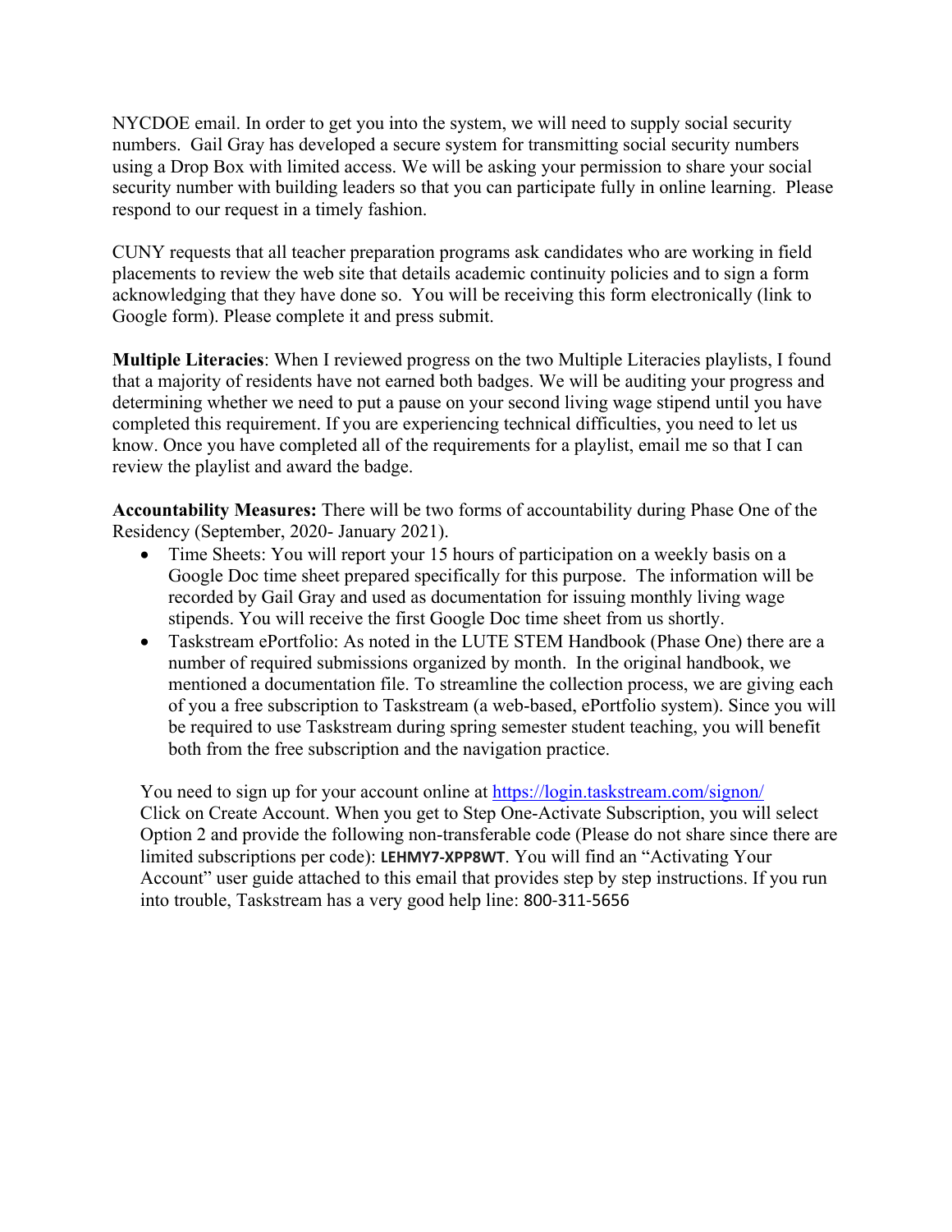NYCDOE email. In order to get you into the system, we will need to supply social security numbers. Gail Gray has developed a secure system for transmitting social security numbers using a Drop Box with limited access. We will be asking your permission to share your social security number with building leaders so that you can participate fully in online learning. Please respond to our request in a timely fashion.

CUNY requests that all teacher preparation programs ask candidates who are working in field placements to review the web site that details academic continuity policies and to sign a form acknowledging that they have done so. You will be receiving this form electronically (link to Google form). Please complete it and press submit.

**Multiple Literacies**: When I reviewed progress on the two Multiple Literacies playlists, I found that a majority of residents have not earned both badges. We will be auditing your progress and determining whether we need to put a pause on your second living wage stipend until you have completed this requirement. If you are experiencing technical difficulties, you need to let us know. Once you have completed all of the requirements for a playlist, email me so that I can review the playlist and award the badge.

**Accountability Measures:** There will be two forms of accountability during Phase One of the Residency (September, 2020- January 2021).

- Time Sheets: You will report your 15 hours of participation on a weekly basis on a Google Doc time sheet prepared specifically for this purpose. The information will be recorded by Gail Gray and used as documentation for issuing monthly living wage stipends. You will receive the first Google Doc time sheet from us shortly.
- Taskstream ePortfolio: As noted in the LUTE STEM Handbook (Phase One) there are a number of required submissions organized by month. In the original handbook, we mentioned a documentation file. To streamline the collection process, we are giving each of you a free subscription to Taskstream (a web-based, ePortfolio system). Since you will be required to use Taskstream during spring semester student teaching, you will benefit both from the free subscription and the navigation practice.

  You need to sign up for your account online at https://login.taskstream.com/signon/ Click on Create Account. When you get to Step One-Activate Subscription, you will select Option 2 and provide the following non-transferable code (Please do not share since there are limited subscriptions per code): **LEHMY7-XPP8WT**. You will find an "Activating Your Account" user guide attached to this email that provides step by step instructions. If you run into trouble, Taskstream has a very good help line: 800-311-5656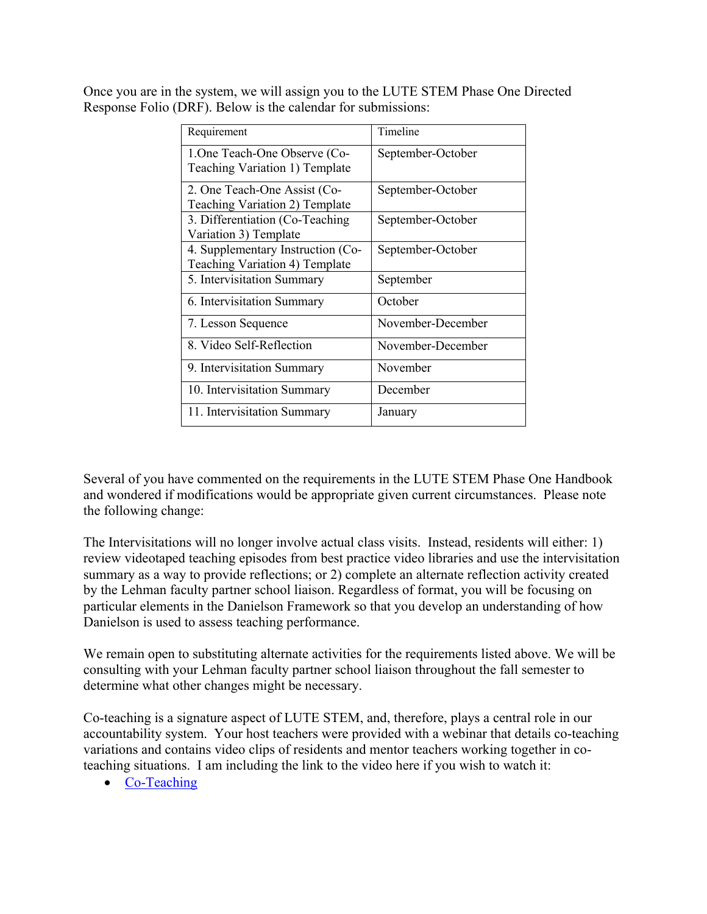Once you are in the system, we will assign you to the LUTE STEM Phase One Directed Response Folio (DRF). Below is the calendar for submissions:

| Requirement | Timeline |
| --- | --- |
| 1.One Teach-One Observe (Co-Teaching Variation 1) Template | September-October |
| 2. One Teach-One Assist (Co-Teaching Variation 2) Template | September-October |
| 3. Differentiation (Co-Teaching Variation 3) Template | September-October |
| 4. Supplementary Instruction (Co-Teaching Variation 4) Template | September-October |
| 5. Intervisitation Summary | September |
| 6. Intervisitation Summary | October |
| 7. Lesson Sequence | November-December |
| 8. Video Self-Reflection | November-December |
| 9. Intervisitation Summary | November |
| 10. Intervisitation Summary | December |
| 11. Intervisitation Summary | January |

Several of you have commented on the requirements in the LUTE STEM Phase One Handbook and wondered if modifications would be appropriate given current circumstances. Please note the following change:

The Intervisitations will no longer involve actual class visits. Instead, residents will either: 1) review videotaped teaching episodes from best practice video libraries and use the intervisitation summary as a way to provide reflections; or 2) complete an alternate reflection activity created by the Lehman faculty partner school liaison. Regardless of format, you will be focusing on particular elements in the Danielson Framework so that you develop an understanding of how Danielson is used to assess teaching performance.

We remain open to substituting alternate activities for the requirements listed above. We will be consulting with your Lehman faculty partner school liaison throughout the fall semester to determine what other changes might be necessary.

Co-teaching is a signature aspect of LUTE STEM, and, therefore, plays a central role in our accountability system. Your host teachers were provided with a webinar that details co-teaching variations and contains video clips of residents and mentor teachers working together in co-teaching situations. I am including the link to the video here if you wish to watch it:

- Co-Teaching